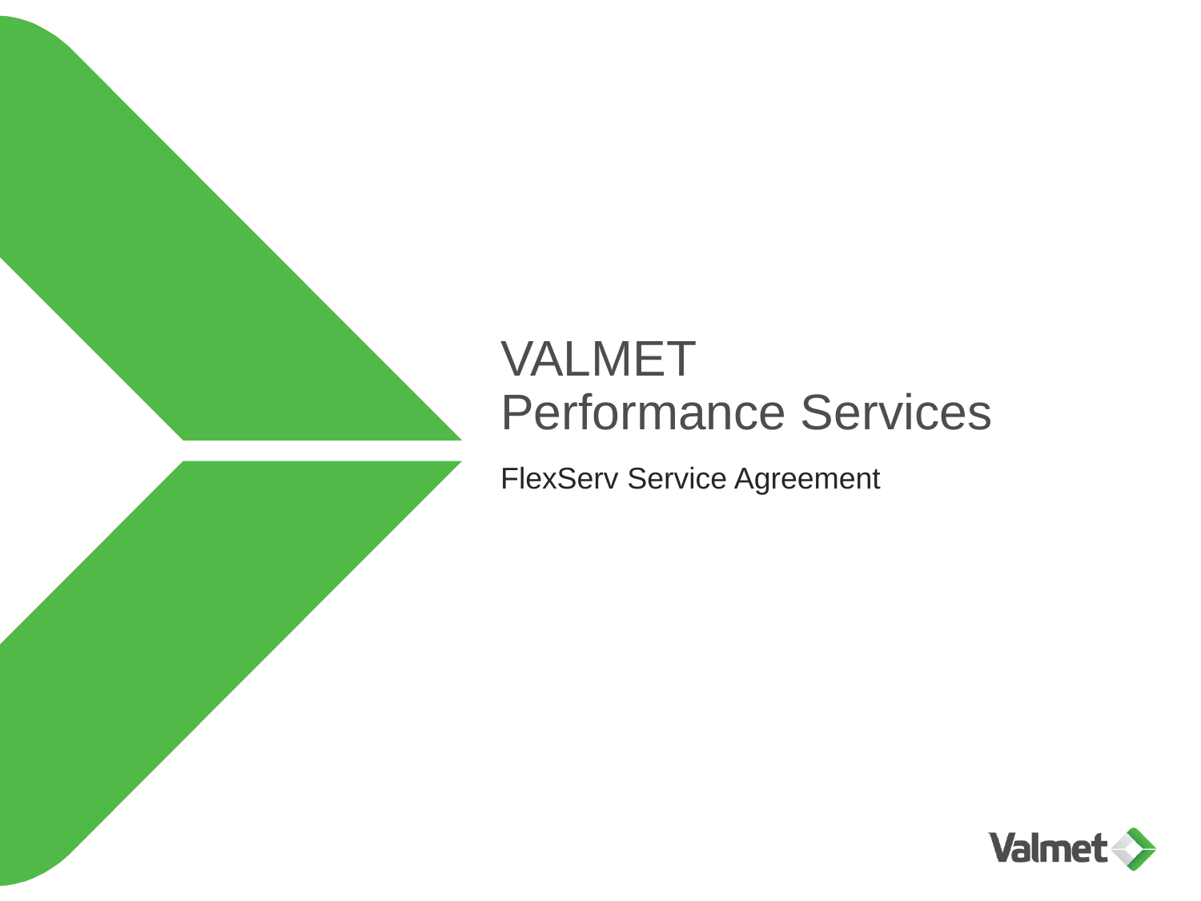# VALMET Performance Services

FlexServ Service Agreement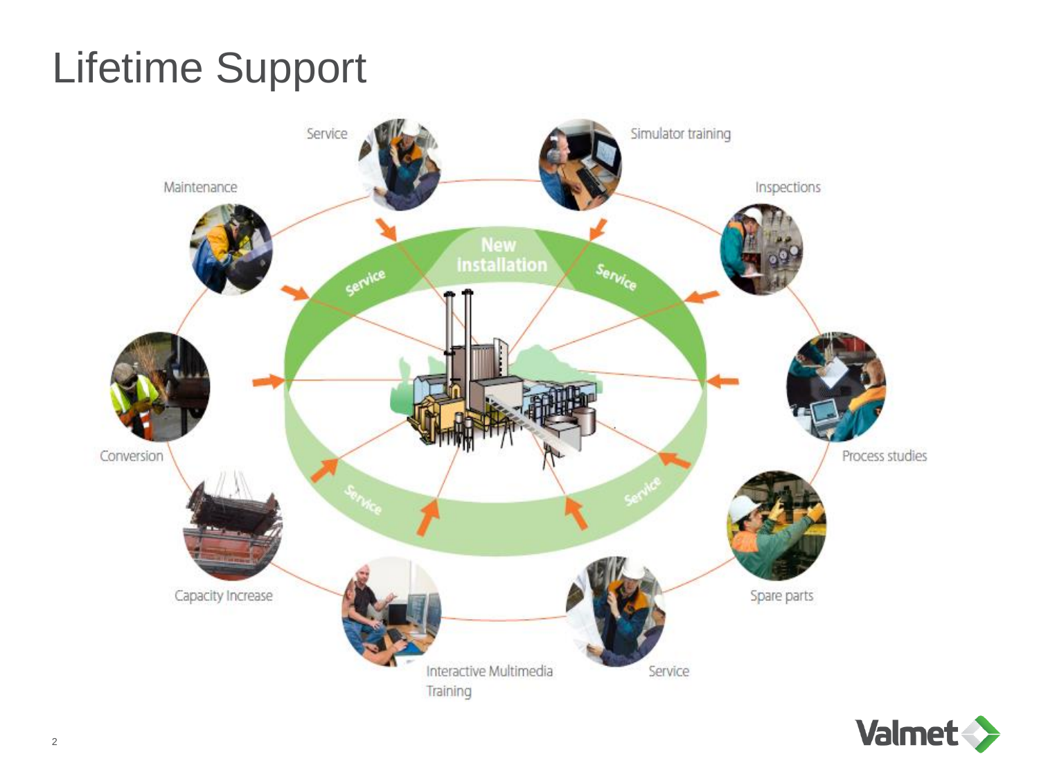# Lifetime Support

Service

Simulator training

Maintenance

Inspections

New installation

Service

Service

Service

Service

Conversion

Process studies

Capacity Increase

Spare parts

Interactive Multimedia Training

Service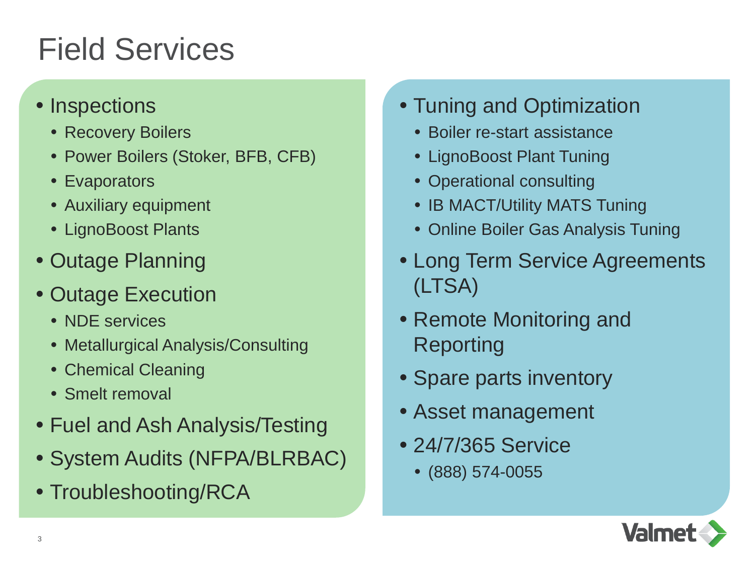# Field Services

- Inspections
  - Recovery Boilers
  - Power Boilers (Stoker, BFB, CFB)
  - Evaporators
  - Auxiliary equipment
  - LignoBoost Plants
- Outage Planning
- Outage Execution
  - NDE services
  - Metallurgical Analysis/Consulting
  - Chemical Cleaning
  - Smelt removal
- Fuel and Ash Analysis/Testing
- System Audits (NFPA/BLRBAC)
- Troubleshooting/RCA

- Tuning and Optimization
  - Boiler re-start assistance
  - LignoBoost Plant Tuning
  - Operational consulting
  - IB MACT/Utility MATS Tuning
  - Online Boiler Gas Analysis Tuning
- Long Term Service Agreements (LTSA)
- Remote Monitoring and Reporting
- Spare parts inventory
- Asset management
- 24/7/365 Service
  - (888) 574-0055

Valmet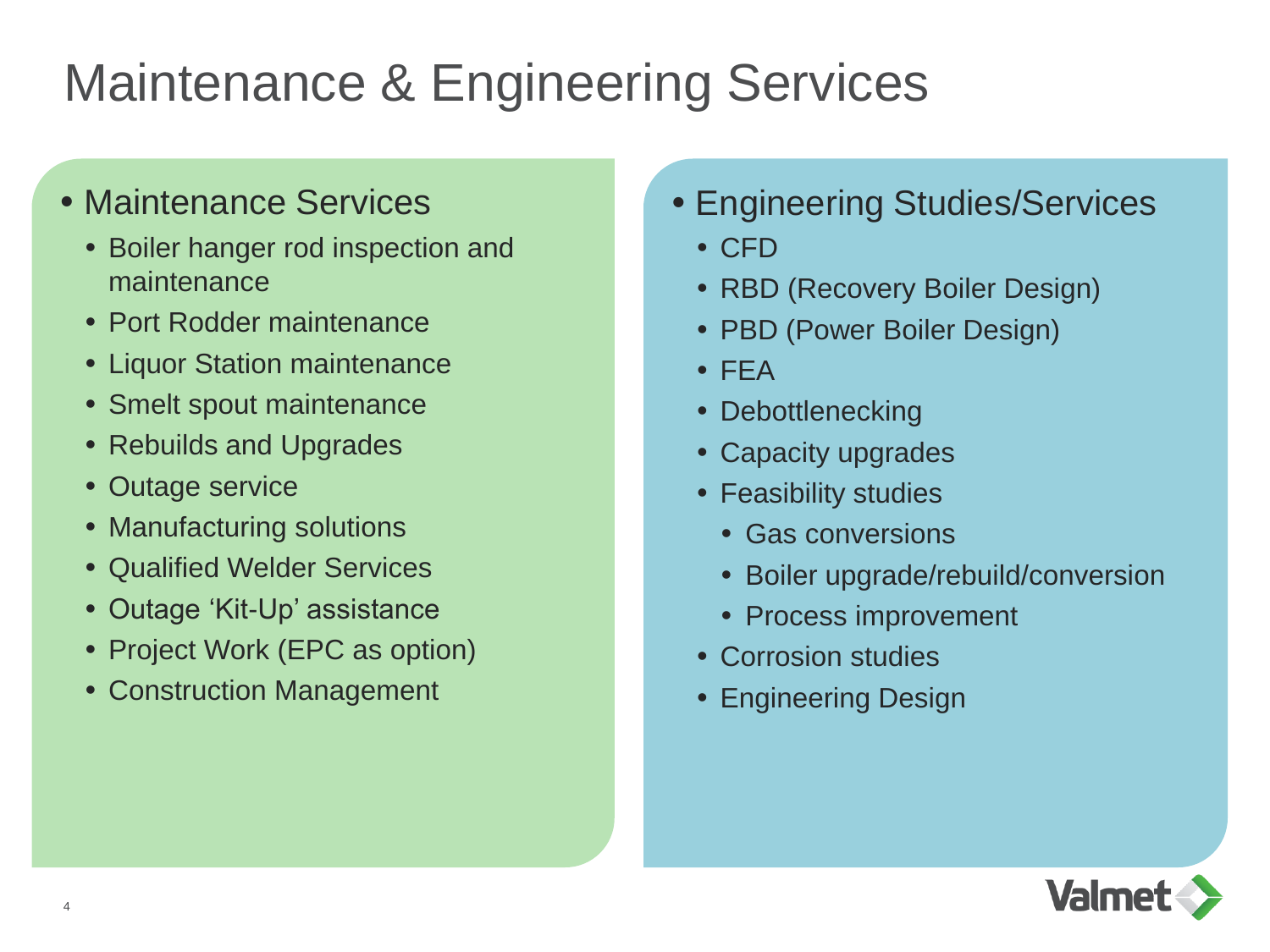# Maintenance & Engineering Services

- Maintenance Services
  - Boiler hanger rod inspection and maintenance
  - Port Rodder maintenance
  - Liquor Station maintenance
  - Smelt spout maintenance
  - Rebuilds and Upgrades
  - Outage service
  - Manufacturing solutions
  - Qualified Welder Services
  - Outage 'Kit-Up' assistance
  - Project Work (EPC as option)
  - Construction Management

- Engineering Studies/Services
  - CFD
  - RBD (Recovery Boiler Design)
  - PBD (Power Boiler Design)
  - FEA
  - Debottlenecking
  - Capacity upgrades
  - Feasibility studies
    - Gas conversions
    - Boiler upgrade/rebuild/conversion
    - Process improvement
  - Corrosion studies
  - Engineering Design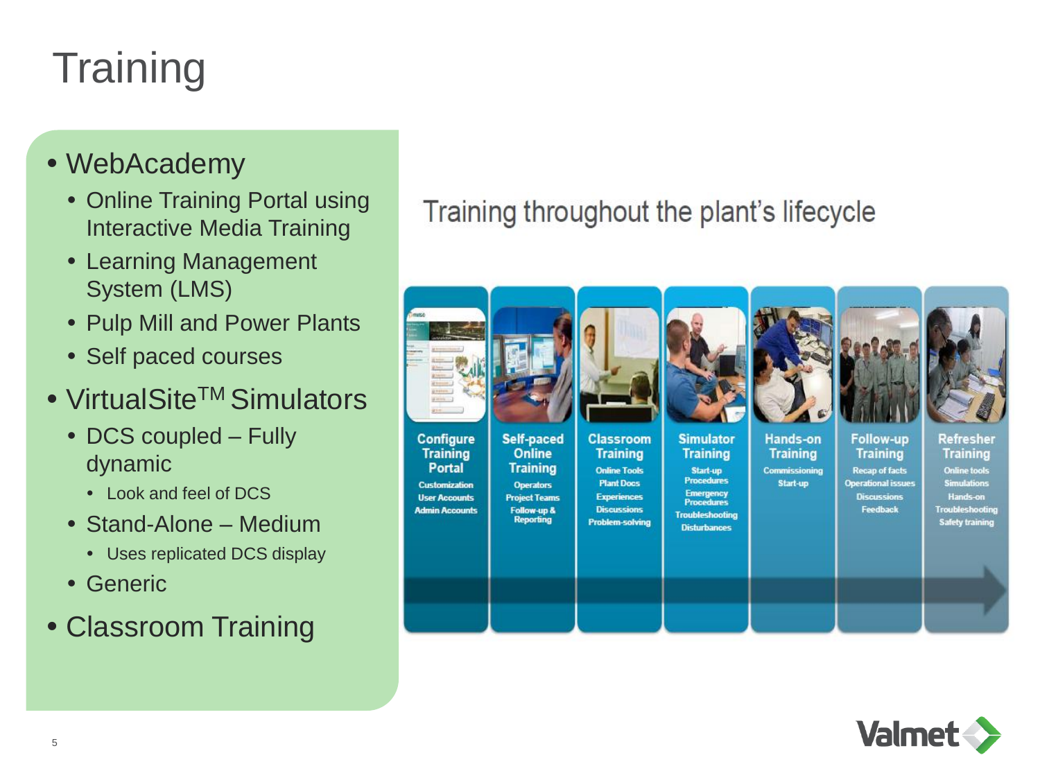# Training

- WebAcademy
  - Online Training Portal using Interactive Media Training
  - Learning Management System (LMS)
  - Pulp Mill and Power Plants
  - Self paced courses
- VirtualSite[TM] Simulators
  - DCS coupled – Fully dynamic
    - Look and feel of DCS
  - Stand-Alone – Medium
    - Uses replicated DCS display
  - Generic
- Classroom Training

## Training throughout the plant's lifecycle

| Configure Training Portal | Self-paced Online Training | Classroom Training | Simulator Training | Hands-on Training | Follow-up Training | Refresher Training |
|---|---|---|---|---|---|---|
| Customization<br>User Accounts<br>Admin Accounts | Operators<br>Project Teams<br>Follow-up & Reporting | Online Tools<br>Plant Docs<br>Experiences<br>Discussions<br>Problem-solving | Start-up Procedures<br>Emergency Procedures<br>Troubleshooting<br>Disturbances | Commissioning<br>Start-up | Recap of facts<br>Operational issues<br>Discussions<br>Feedback | Online tools<br>Simulations<br>Hands-on<br>Troubleshooting<br>Safety training |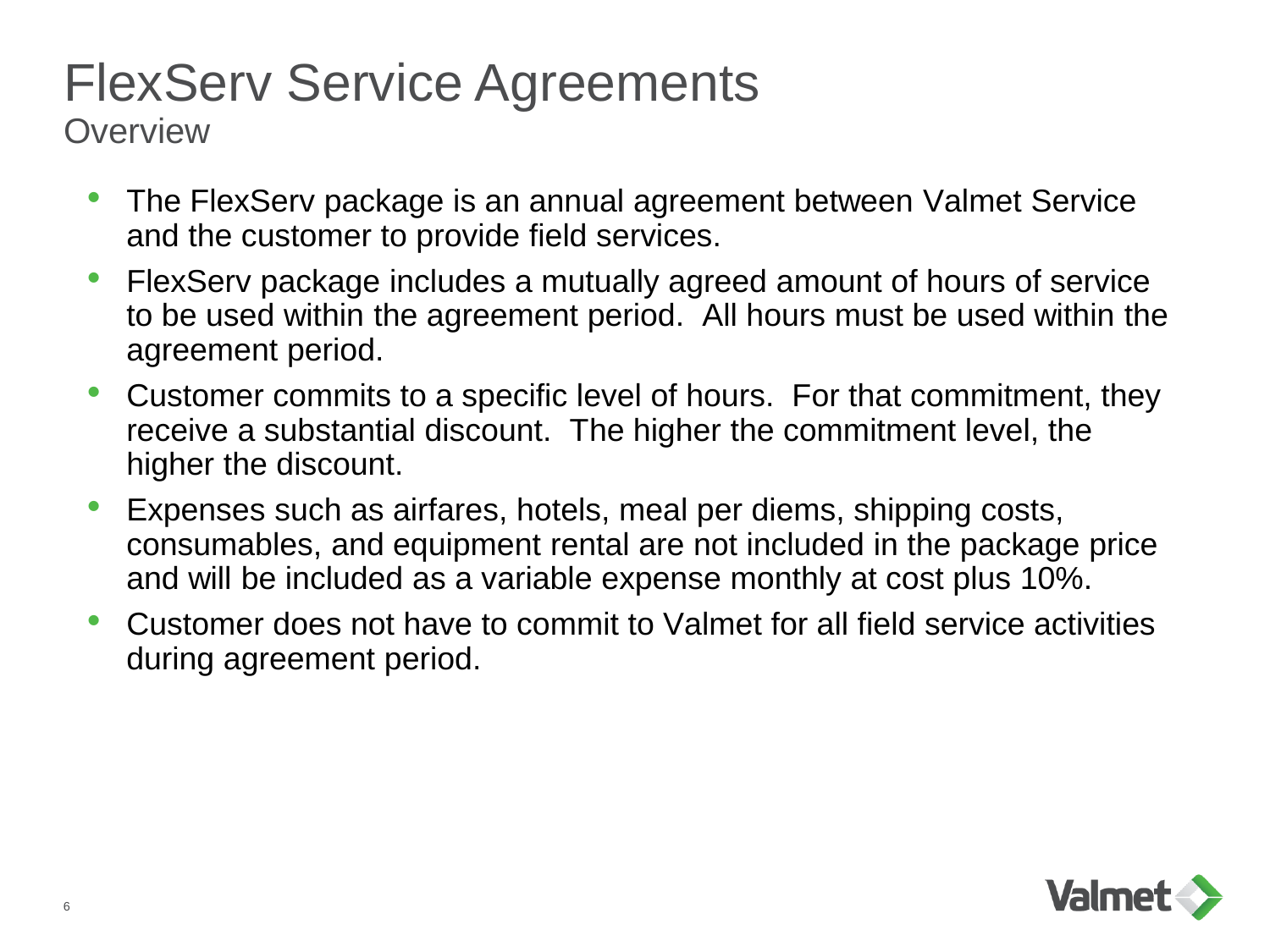# FlexServ Service Agreements

## Overview

- The FlexServ package is an annual agreement between Valmet Service and the customer to provide field services.
- FlexServ package includes a mutually agreed amount of hours of service to be used within the agreement period. All hours must be used within the agreement period.
- Customer commits to a specific level of hours. For that commitment, they receive a substantial discount. The higher the commitment level, the higher the discount.
- Expenses such as airfares, hotels, meal per diems, shipping costs, consumables, and equipment rental are not included in the package price and will be included as a variable expense monthly at cost plus 10%.
- Customer does not have to commit to Valmet for all field service activities during agreement period.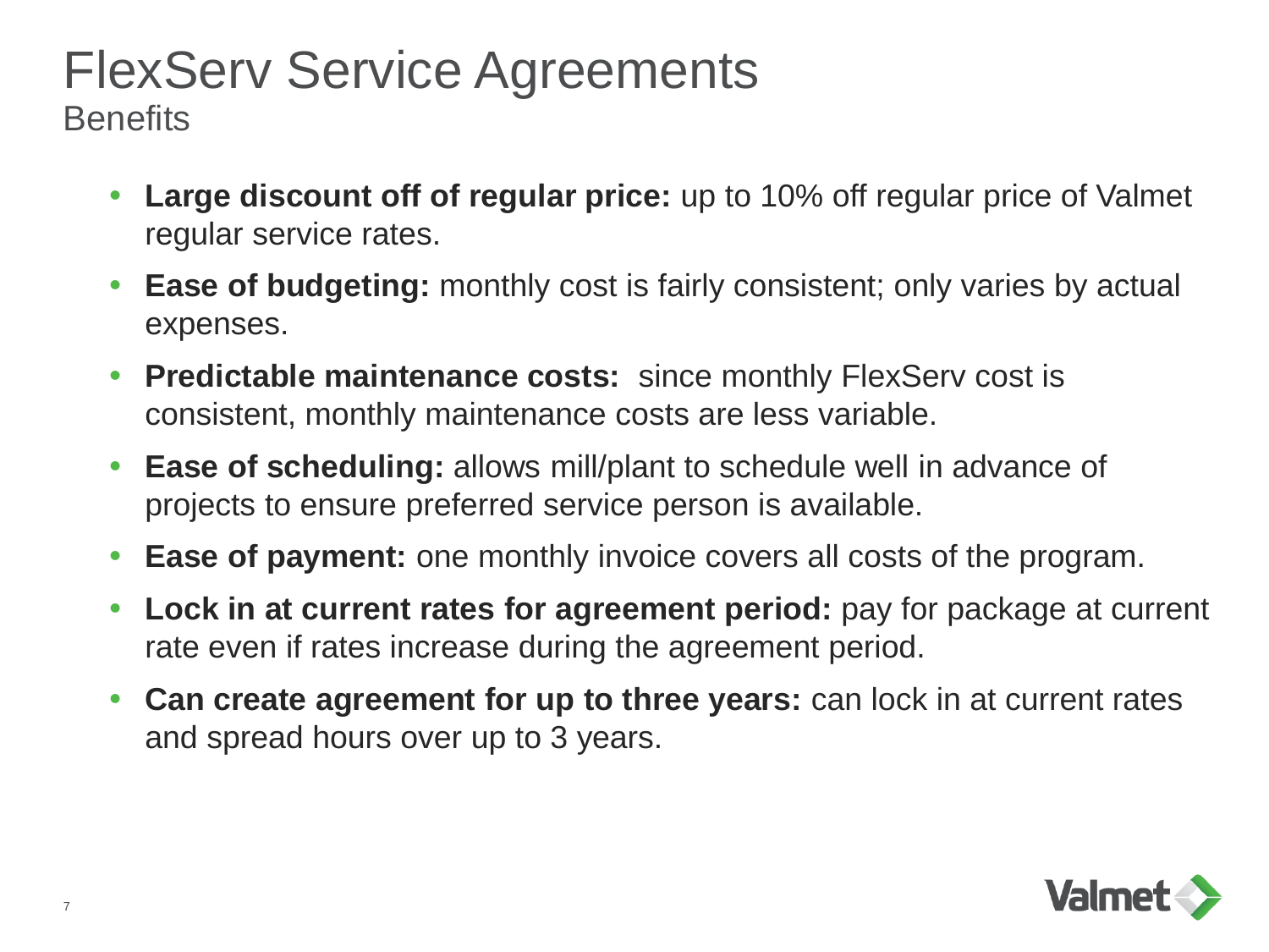# FlexServ Service Agreements

## Benefits

- **Large discount off of regular price:** up to 10% off regular price of Valmet regular service rates.
- **Ease of budgeting:** monthly cost is fairly consistent; only varies by actual expenses.
- **Predictable maintenance costs:** since monthly FlexServ cost is consistent, monthly maintenance costs are less variable.
- **Ease of scheduling:** allows mill/plant to schedule well in advance of projects to ensure preferred service person is available.
- **Ease of payment:** one monthly invoice covers all costs of the program.
- **Lock in at current rates for agreement period:** pay for package at current rate even if rates increase during the agreement period.
- **Can create agreement for up to three years:** can lock in at current rates and spread hours over up to 3 years.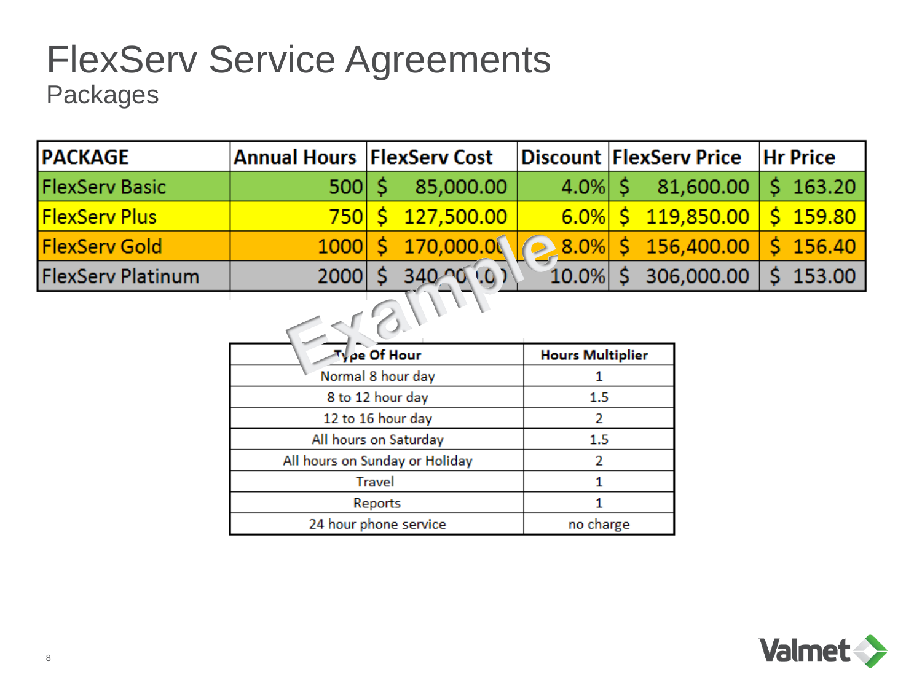# FlexServ Service Agreements

## Packages

| PACKAGE | Annual Hours | FlexServ Cost | Discount | FlexServ Price | Hr Price |
|---|---|---|---|---|---|
| FlexServ Basic | 500 | $ 85,000.00 | 4.0% | $ 81,600.00 | $ 163.20 |
| FlexServ Plus | 750 | $ 127,500.00 | 6.0% | $ 119,850.00 | $ 159.80 |
| FlexServ Gold | 1000 | $ 170,000.00 | 8.0% | $ 156,400.00 | $ 156.40 |
| FlexServ Platinum | 2000 | $ 340,000.00 | 10.0% | $ 306,000.00 | $ 153.00 |

Example

| Type Of Hour | Hours Multiplier |
|---|---|
| Normal 8 hour day | 1 |
| 8 to 12 hour day | 1.5 |
| 12 to 16 hour day | 2 |
| All hours on Saturday | 1.5 |
| All hours on Sunday or Holiday | 2 |
| Travel | 1 |
| Reports | 1 |
| 24 hour phone service | no charge |

Valmet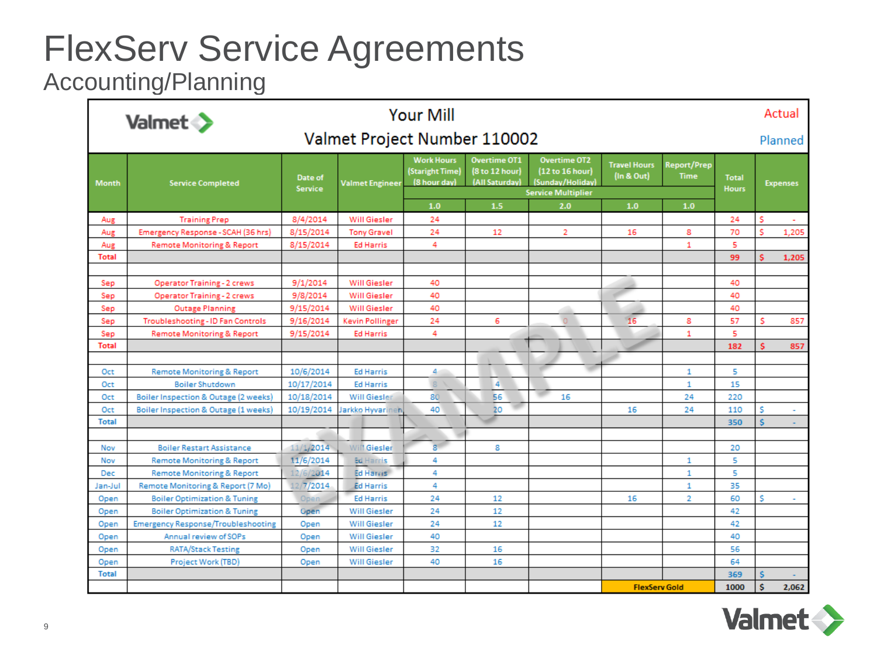# FlexServ Service Agreements

## Accounting/Planning

**Valmet** — Your Mill — Valmet Project Number 110002 — Actual / Planned

| Month | Service Completed | Date of Service | Valmet Engineer | Work Hours (Staright Time) (8 hour day) | Overtime OT1 (8 to 12 hour) (All Saturday) | Overtime OT2 (12 to 16 hour) (Sunday/Holiday) | Travel Hours (In & Out) | Report/Prep Time | Total Hours | Expenses |
|---|---|---|---|---|---|---|---|---|---|---|
| | | | | Service Multiplier | | | | | | |
| | | | | 1.0 | 1.5 | 2.0 | 1.0 | 1.0 | | |
| Aug | Training Prep | 8/4/2014 | Will Giesler | 24 | | | | | 24 | $ - |
| Aug | Emergency Response - SCAH (36 hrs) | 8/15/2014 | Tony Gravel | 24 | 12 | 2 | 16 | 8 | 70 | $ 1,205 |
| Aug | Remote Monitoring & Report | 8/15/2014 | Ed Harris | 4 | | | | 1 | 5 | |
| Total | | | | | | | | | 99 | $ 1,205 |
| | | | | | | | | | | |
| Sep | Operator Training - 2 crews | 9/1/2014 | Will Giesler | 40 | | | | | 40 | |
| Sep | Operator Training - 2 crews | 9/8/2014 | Will Giesler | 40 | | | | | 40 | |
| Sep | Outage Planning | 9/15/2014 | Will Giesler | 40 | | | | | 40 | |
| Sep | Troubleshooting - ID Fan Controls | 9/16/2014 | Kevin Pollinger | 24 | 6 | 0 | 16 | 8 | 57 | $ 857 |
| Sep | Remote Monitoring & Report | 9/15/2014 | Ed Harris | 4 | | | | 1 | 5 | |
| Total | | | | | | | | | 182 | $ 857 |
| | | | | | | | | | | |
| Oct | Remote Monitoring & Report | 10/6/2014 | Ed Harris | 4 | | | | 1 | 5 | |
| Oct | Boiler Shutdown | 10/17/2014 | Ed Harris | 8 | 4 | | | 1 | 15 | |
| Oct | Boiler Inspection & Outage (2 weeks) | 10/18/2014 | Will Giesler | 80 | 56 | 16 | | 24 | 220 | |
| Oct | Boiler Inspection & Outage (1 weeks) | 10/19/2014 | Jarkko Hyvarinen | 40 | 20 | | 16 | 24 | 110 | $ - |
| Total | | | | | | | | | 350 | $ - |
| | | | | | | | | | | |
| Nov | Boiler Restart Assistance | 11/1/2014 | Will Giesler | 8 | 8 | | | | 20 | |
| Nov | Remote Monitoring & Report | 11/6/2014 | Ed Harris | 4 | | | | 1 | 5 | |
| Dec | Remote Monitoring & Report | 12/6/2014 | Ed Harris | 4 | | | | 1 | 5 | |
| Jan-Jul | Remote Monitoring & Report (7 Mo) | 12/7/2014 | Ed Harris | 4 | | | | 1 | 35 | |
| Open | Boiler Optimization & Tuning | Open | Ed Harris | 24 | 12 | | 16 | 2 | 60 | $ - |
| Open | Boiler Optimization & Tuning | Open | Will Giesler | 24 | 12 | | | | 42 | |
| Open | Emergency Response/Troubleshooting | Open | Will Giesler | 24 | 12 | | | | 42 | |
| Open | Annual review of SOPs | Open | Will Giesler | 40 | | | | | 40 | |
| Open | RATA/Stack Testing | Open | Will Giesler | 32 | 16 | | | | 56 | |
| Open | Project Work (TBD) | Open | Will Giesler | 40 | 16 | | | | 64 | |
| Total | | | | | | | | | 369 | $ - |
| | | | | | | | FlexServ Gold | | 1000 | $ 2,062 |

EXAMPLE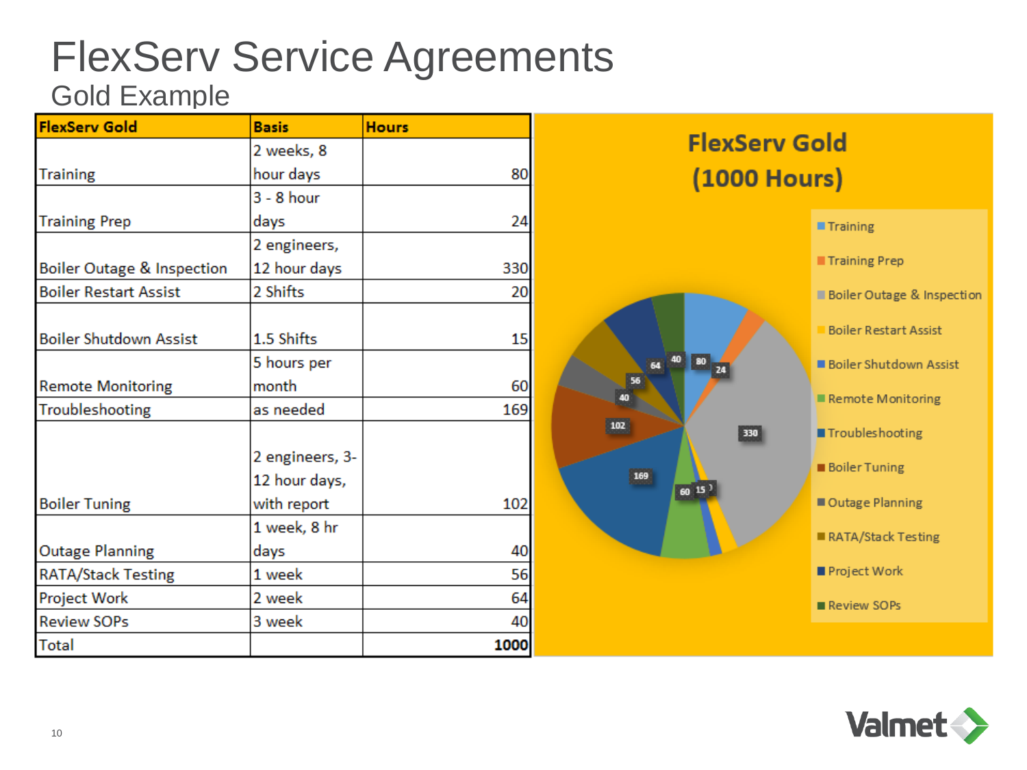# FlexServ Service Agreements

## Gold Example

| FlexServ Gold | Basis | Hours |
|---|---|---|
| Training | 2 weeks, 8 hour days | 80 |
| Training Prep | 3 - 8 hour days | 24 |
| Boiler Outage & Inspection | 2 engineers, 12 hour days | 330 |
| Boiler Restart Assist | 2 Shifts | 20 |
| Boiler Shutdown Assist | 1.5 Shifts | 15 |
| Remote Monitoring | 5 hours per month | 60 |
| Troubleshooting | as needed | 169 |
| Boiler Tuning | 2 engineers, 3-12 hour days, with report | 102 |
| Outage Planning | 1 week, 8 hr days | 40 |
| RATA/Stack Testing | 1 week | 56 |
| Project Work | 2 week | 64 |
| Review SOPs | 3 week | 40 |
| Total | | **1000** |

**FlexServ Gold (1000 Hours)**

- Training: 80
- Training Prep: 24
- Boiler Outage & Inspection: 330
- Boiler Restart Assist: 20
- Boiler Shutdown Assist: 15
- Remote Monitoring: 60
- Troubleshooting: 169
- Boiler Tuning: 102
- Outage Planning: 40
- RATA/Stack Testing: 56
- Project Work: 64
- Review SOPs: 40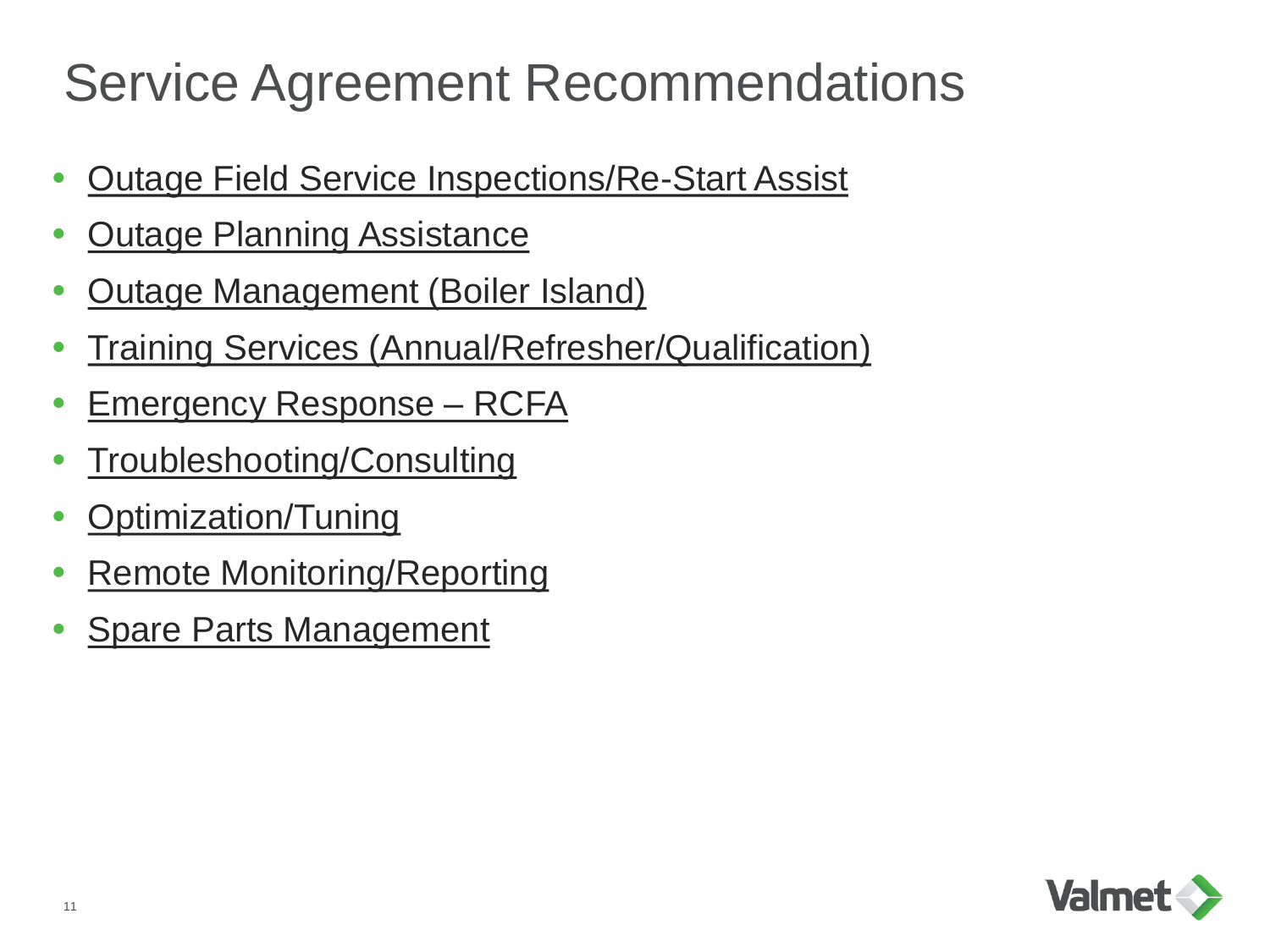# Service Agreement Recommendations

- Outage Field Service Inspections/Re-Start Assist
- Outage Planning Assistance
- Outage Management (Boiler Island)
- Training Services (Annual/Refresher/Qualification)
- Emergency Response – RCFA
- Troubleshooting/Consulting
- Optimization/Tuning
- Remote Monitoring/Reporting
- Spare Parts Management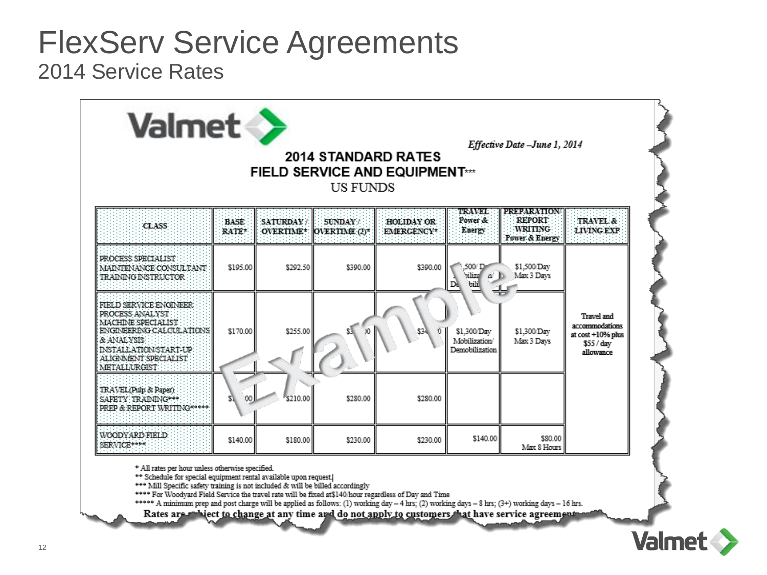# FlexServ Service Agreements

## 2014 Service Rates

Valmet

*Effective Date –June 1, 2014*

**2014 STANDARD RATES**
**FIELD SERVICE AND EQUIPMENT*****
US FUNDS

| CLASS | BASE RATE* | SATURDAY / OVERTIME* | SUNDAY / OVERTIME (2)* | HOLIDAY OR EMERGENCY* | TRAVEL Power & Energy | PREPARATION/ REPORT WRITING Power & Energy | TRAVEL & LIVING EXP |
|---|---|---|---|---|---|---|---|
| PROCESS SPECIALIST MAINTENANCE CONSULTANT TRAINING INSTRUCTOR | $195.00 | $292.50 | $390.00 | $390.00 | $1,500/ Day Mobilization/ Demobilization | $1,500/Day Max 3 Days | Travel and accommodations at cost +10% plus $55 / day allowance |
| FIELD SERVICE ENGINEER PROCESS ANALYST MACHINE SPECIALIST ENGINEERING CALCULATIONS & ANALYSIS INSTALLATION/START-UP ALIGNMENT SPECIALIST METALLURGIST | $170.00 | $255.00 | $3__.00 | $34_.00 | $1,300/Day Mobilization/ Demobilization | $1,300/Day Max 3 Days | |
| TRAVEL(Pulp & Paper) SAFETY TRAINING*** PREP & REPORT WRITING***** | $1__.00 | $210.00 | $280.00 | $280.00 | | | |
| WOODYARD FIELD SERVICE**** | $140.00 | $180.00 | $230.00 | $230.00 | $140.00 | $80.00 Max 8 Hours | |

\* All rates per hour unless otherwise specified.
** Schedule for special equipment rental available upon request.
*** Mill Specific safety training is not included & will be billed accordingly
**** For Woodyard Field Service the travel rate will be fixed at$140/hour regardless of Day and Time
***** A minimum prep and post charge will be applied as follows: (1) working day – 4 hrs; (2) working days – 8 hrs; (3+) working days – 16 hrs.

**Rates are subject to change at any time and do not apply to customers that have service agreements**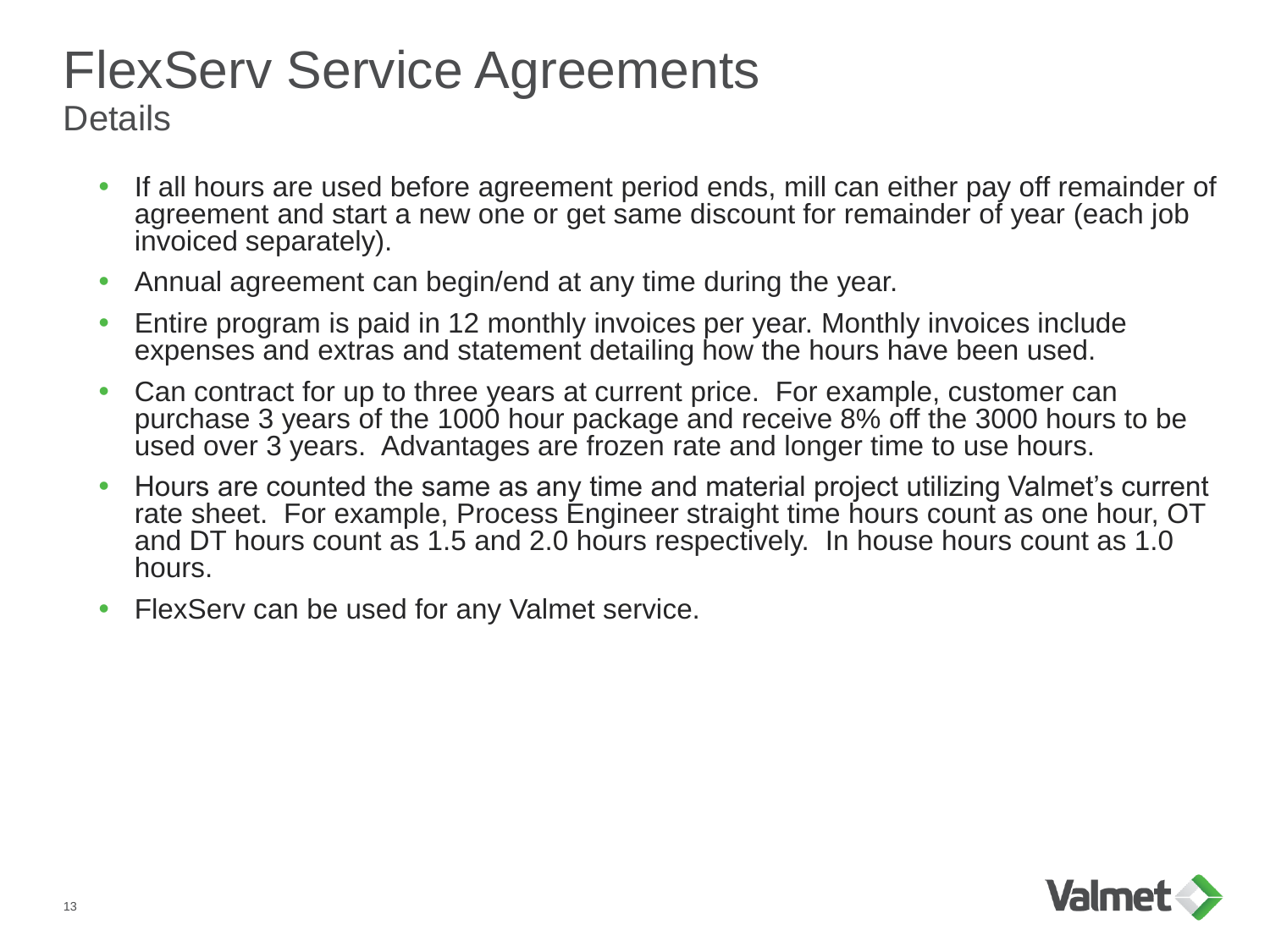# FlexServ Service Agreements

## Details

- If all hours are used before agreement period ends, mill can either pay off remainder of agreement and start a new one or get same discount for remainder of year (each job invoiced separately).
- Annual agreement can begin/end at any time during the year.
- Entire program is paid in 12 monthly invoices per year. Monthly invoices include expenses and extras and statement detailing how the hours have been used.
- Can contract for up to three years at current price. For example, customer can purchase 3 years of the 1000 hour package and receive 8% off the 3000 hours to be used over 3 years. Advantages are frozen rate and longer time to use hours.
- Hours are counted the same as any time and material project utilizing Valmet's current rate sheet. For example, Process Engineer straight time hours count as one hour, OT and DT hours count as 1.5 and 2.0 hours respectively. In house hours count as 1.0 hours.
- FlexServ can be used for any Valmet service.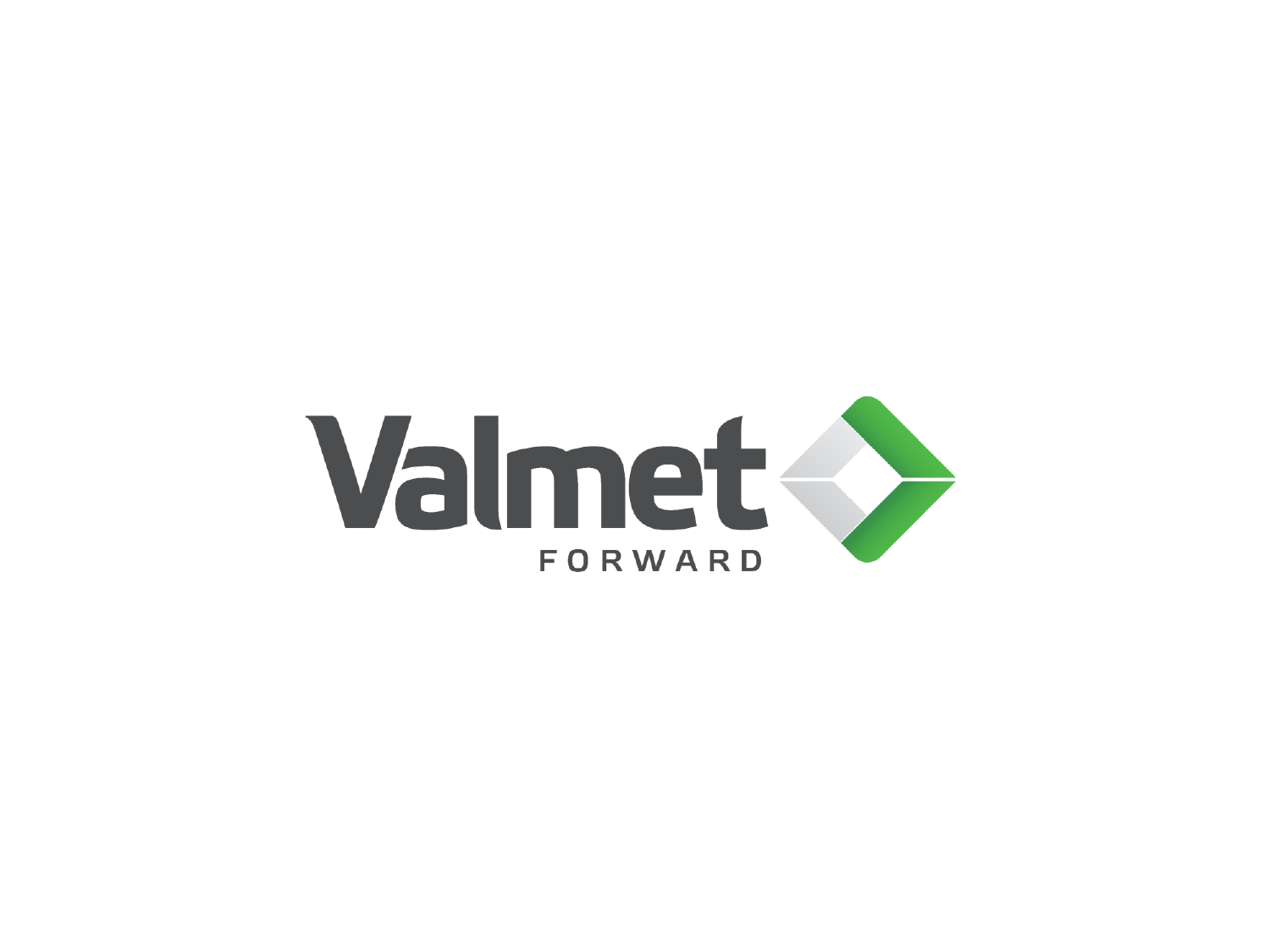Valmet

FORWARD